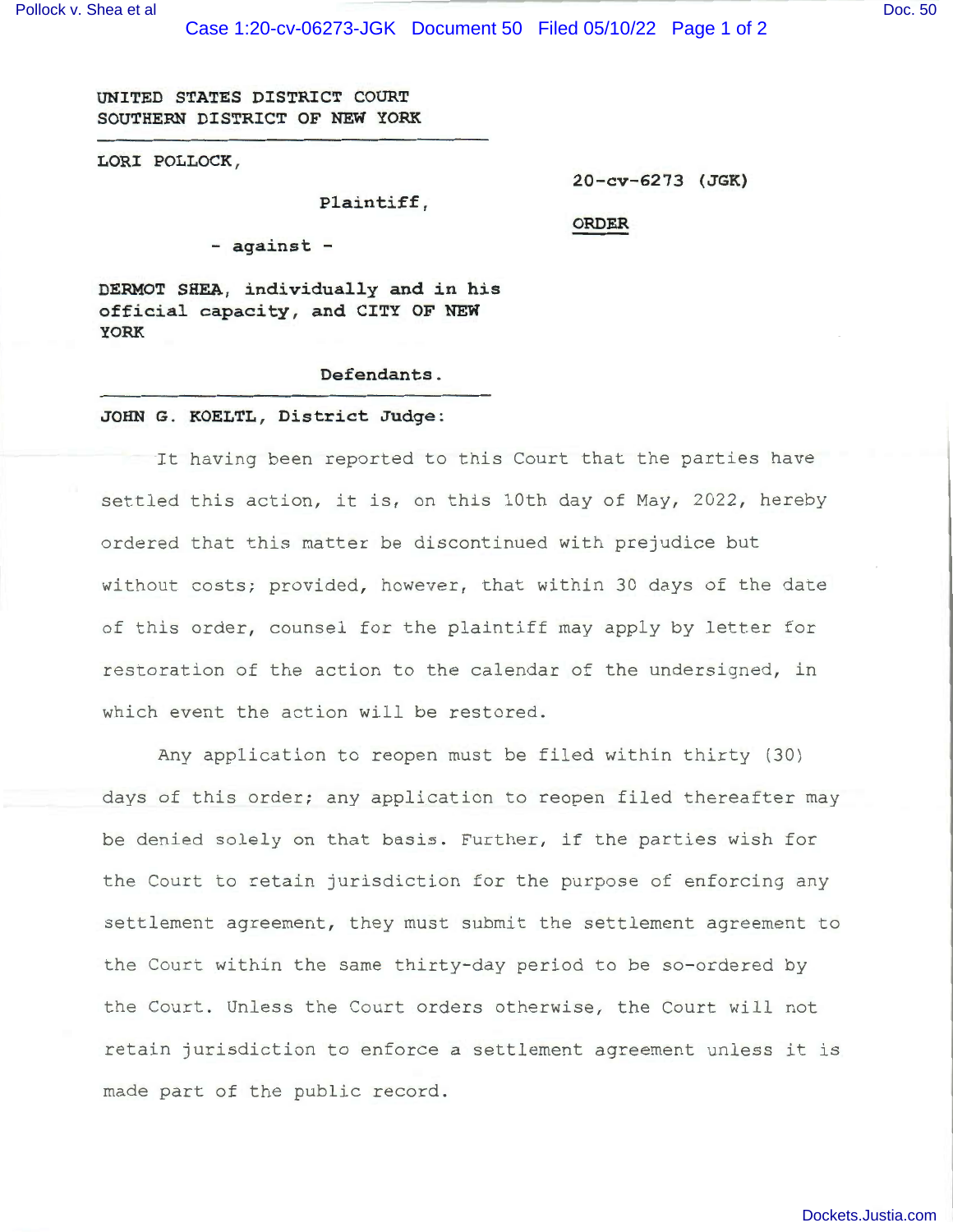UNITED STATES DISTRICT COURT
SOUTHERN DISTRICT OF NEW YORK

LORI POLLOCK,

Plaintiff,

- against -

DERMOT SHEA, individually and in his official capacity, and CITY OF NEW YORK

Defendants.

20-cv-6273 (JGK)

**ORDER**

JOHN G. KOELTL, District Judge:

It having been reported to this Court that the parties have settled this action, it is, on this 10th day of May, 2022, hereby ordered that this matter be discontinued with prejudice but without costs; provided, however, that within 30 days of the date of this order, counsel for the plaintiff may apply by letter for restoration of the action to the calendar of the undersigned, in which event the action will be restored.

Any application to reopen must be filed within thirty (30) days of this order; any application to reopen filed thereafter may be denied solely on that basis. Further, if the parties wish for the Court to retain jurisdiction for the purpose of enforcing any settlement agreement, they must submit the settlement agreement to the Court within the same thirty-day period to be so-ordered by the Court. Unless the Court orders otherwise, the Court will not retain jurisdiction to enforce a settlement agreement unless it is made part of the public record.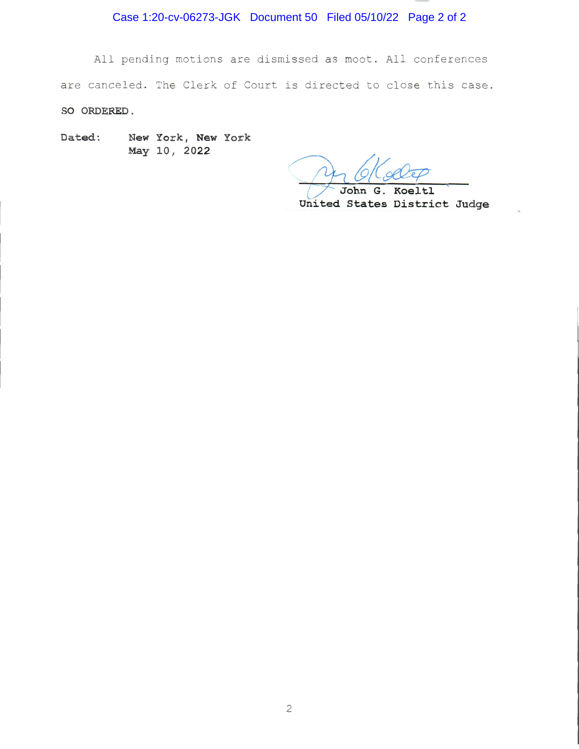All pending motions are dismissed as moot. All conferences are canceled. The Clerk of Court is directed to close this case.

**SO ORDERED.**

**Dated:** New York, New York
May 10, 2022

John G. Koeltl
United States District Judge